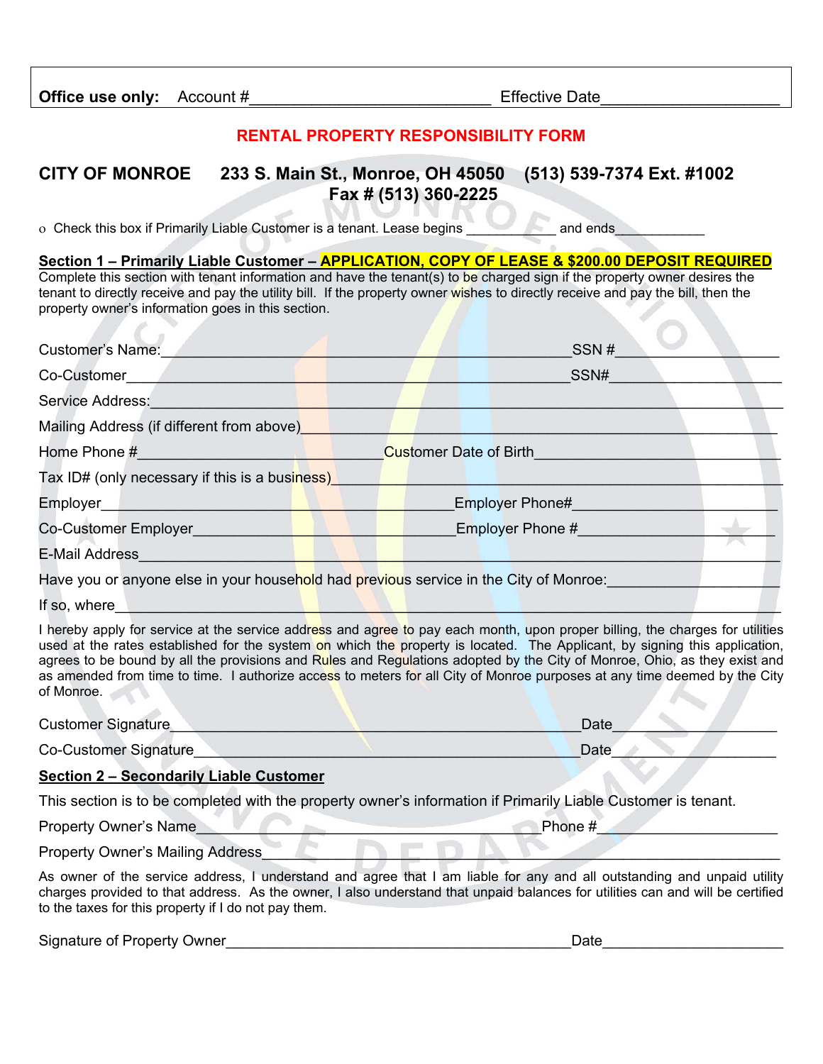**Office use only:** Account #____________________________ Effective Date____________________

## RENTAL PROPERTY RESPONSIBILITY FORM

**CITY OF MONROE 233 S. Main St., Monroe, OH 45050 (513) 539-7374 Ext. #1002**
**Fax # (513) 360-2225**

o Check this box if Primarily Liable Customer is a tenant. Lease begins ___________ and ends____________

**Section 1 – Primarily Liable Customer – APPLICATION, COPY OF LEASE & $200.00 DEPOSIT REQUIRED**

Complete this section with tenant information and have the tenant(s) to be charged sign if the property owner desires the tenant to directly receive and pay the utility bill. If the property owner wishes to directly receive and pay the bill, then the property owner's information goes in this section.

Customer's Name:_______________________________________________SSN #____________________

Co-Customer___________________________________________________SSN#_____________________

Service Address:_______________________________________________________________________

Mailing Address (if different from above)__________________________________________________

Home Phone #_____________________________Customer Date of Birth______________________________

Tax ID# (only necessary if this is a business)______________________________________________

Employer__________________________________________Employer Phone#________________________

Co-Customer Employer_______________________________Employer Phone #________________________

E-Mail Address__________________________________________________________________________

Have you or anyone else in your household had previous service in the City of Monroe:____________________

If so, where_____________________________________________________________________________

I hereby apply for service at the service address and agree to pay each month, upon proper billing, the charges for utilities used at the rates established for the system on which the property is located. The Applicant, by signing this application, agrees to be bound by all the provisions and Rules and Regulations adopted by the City of Monroe, Ohio, as they exist and as amended from time to time. I authorize access to meters for all City of Monroe purposes at any time deemed by the City of Monroe.

Customer Signature_______________________________________________Date____________________

Co-Customer Signature____________________________________________Date____________________

**Section 2 – Secondarily Liable Customer**

This section is to be completed with the property owner's information if Primarily Liable Customer is tenant.

Property Owner's Name_____________________________________________Phone #____________________

Property Owner's Mailing Address______________________________________________________________

As owner of the service address, I understand and agree that I am liable for any and all outstanding and unpaid utility charges provided to that address. As the owner, I also understand that unpaid balances for utilities can and will be certified to the taxes for this property if I do not pay them.

Signature of Property Owner__________________________________________Date_____________________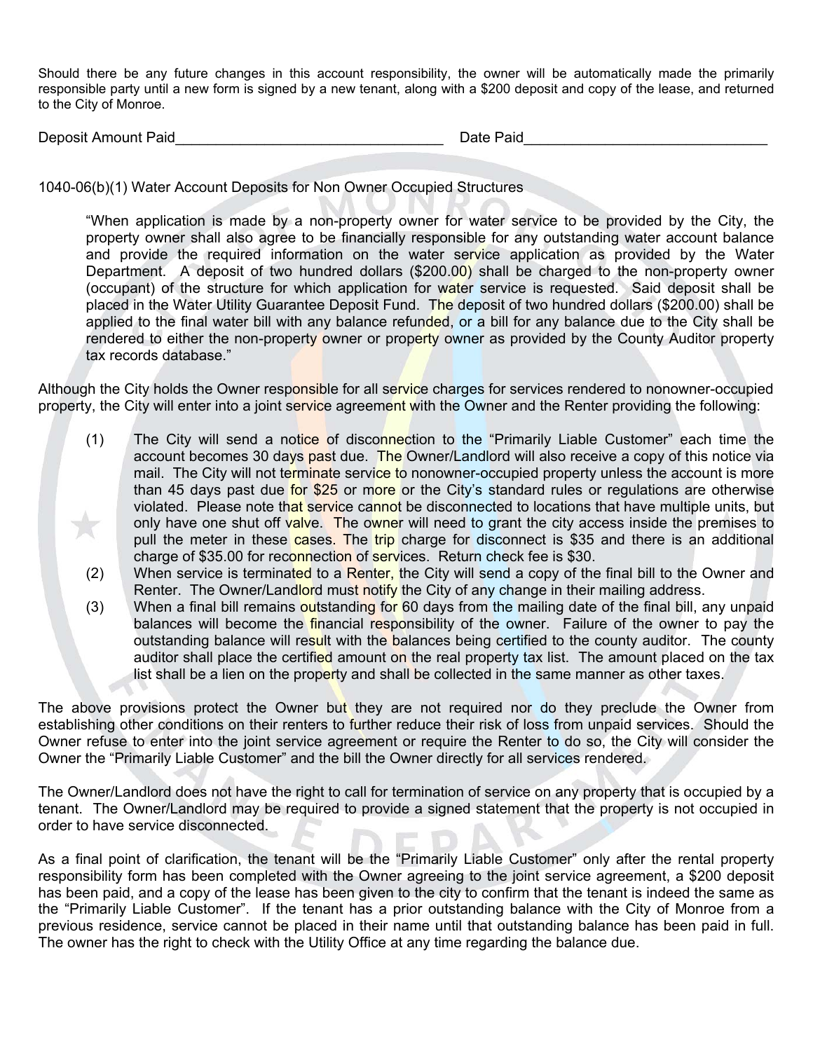Should there be any future changes in this account responsibility, the owner will be automatically made the primarily responsible party until a new form is signed by a new tenant, along with a $200 deposit and copy of the lease, and returned to the City of Monroe.

Deposit Amount Paid_________________________________ Date Paid______________________________

1040-06(b)(1) Water Account Deposits for Non Owner Occupied Structures

> "When application is made by a non-property owner for water service to be provided by the City, the property owner shall also agree to be financially responsible for any outstanding water account balance and provide the required information on the water service application as provided by the Water Department. A deposit of two hundred dollars ($200.00) shall be charged to the non-property owner (occupant) of the structure for which application for water service is requested. Said deposit shall be placed in the Water Utility Guarantee Deposit Fund. The deposit of two hundred dollars ($200.00) shall be applied to the final water bill with any balance refunded, or a bill for any balance due to the City shall be rendered to either the non-property owner or property owner as provided by the County Auditor property tax records database."

Although the City holds the Owner responsible for all service charges for services rendered to nonowner-occupied property, the City will enter into a joint service agreement with the Owner and the Renter providing the following:

(1) The City will send a notice of disconnection to the "Primarily Liable Customer" each time the account becomes 30 days past due. The Owner/Landlord will also receive a copy of this notice via mail. The City will not terminate service to nonowner-occupied property unless the account is more than 45 days past due for $25 or more or the City's standard rules or regulations are otherwise violated. Please note that service cannot be disconnected to locations that have multiple units, but only have one shut off valve. The owner will need to grant the city access inside the premises to pull the meter in these cases. The trip charge for disconnect is $35 and there is an additional charge of $35.00 for reconnection of services. Return check fee is $30.

(2) When service is terminated to a Renter, the City will send a copy of the final bill to the Owner and Renter. The Owner/Landlord must notify the City of any change in their mailing address.

(3) When a final bill remains outstanding for 60 days from the mailing date of the final bill, any unpaid balances will become the financial responsibility of the owner. Failure of the owner to pay the outstanding balance will result with the balances being certified to the county auditor. The county auditor shall place the certified amount on the real property tax list. The amount placed on the tax list shall be a lien on the property and shall be collected in the same manner as other taxes.

The above provisions protect the Owner but they are not required nor do they preclude the Owner from establishing other conditions on their renters to further reduce their risk of loss from unpaid services. Should the Owner refuse to enter into the joint service agreement or require the Renter to do so, the City will consider the Owner the "Primarily Liable Customer" and the bill the Owner directly for all services rendered.

The Owner/Landlord does not have the right to call for termination of service on any property that is occupied by a tenant. The Owner/Landlord may be required to provide a signed statement that the property is not occupied in order to have service disconnected.

As a final point of clarification, the tenant will be the "Primarily Liable Customer" only after the rental property responsibility form has been completed with the Owner agreeing to the joint service agreement, a $200 deposit has been paid, and a copy of the lease has been given to the city to confirm that the tenant is indeed the same as the "Primarily Liable Customer". If the tenant has a prior outstanding balance with the City of Monroe from a previous residence, service cannot be placed in their name until that outstanding balance has been paid in full. The owner has the right to check with the Utility Office at any time regarding the balance due.